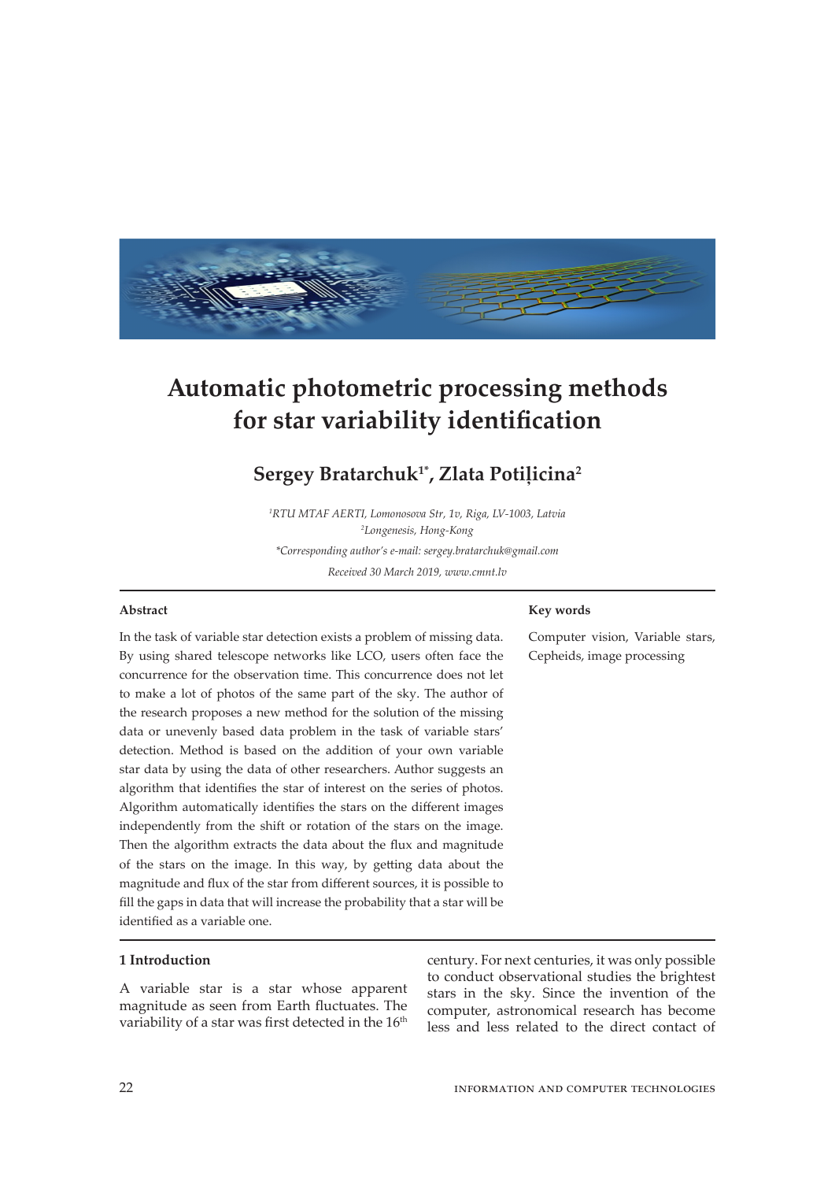# Automatic photometric processing methods for star variability identification

**Sergey Bratarchuk[1*], Zlata Potiļicina[2]**

*[1]RTU MTAF AERTI, Lomonosova Str, 1v, Riga, LV-1003, Latvia*
*[2]Longenesis, Hong-Kong*

*\*Corresponding author's e-mail: sergey.bratarchuk@gmail.com*

*Received 30 March 2019, www.cmnt.lv*

**Abstract**

In the task of variable star detection exists a problem of missing data. By using shared telescope networks like LCO, users often face the concurrence for the observation time. This concurrence does not let to make a lot of photos of the same part of the sky. The author of the research proposes a new method for the solution of the missing data or unevenly based data problem in the task of variable stars' detection. Method is based on the addition of your own variable star data by using the data of other researchers. Author suggests an algorithm that identifies the star of interest on the series of photos. Algorithm automatically identifies the stars on the different images independently from the shift or rotation of the stars on the image. Then the algorithm extracts the data about the flux and magnitude of the stars on the image. In this way, by getting data about the magnitude and flux of the star from different sources, it is possible to fill the gaps in data that will increase the probability that a star will be identified as a variable one.

**Key words**

Computer vision, Variable stars, Cepheids, image processing

## 1 Introduction

A variable star is a star whose apparent magnitude as seen from Earth fluctuates. The variability of a star was first detected in the 16$^{th}$ century. For next centuries, it was only possible to conduct observational studies the brightest stars in the sky. Since the invention of the computer, astronomical research has become less and less related to the direct contact of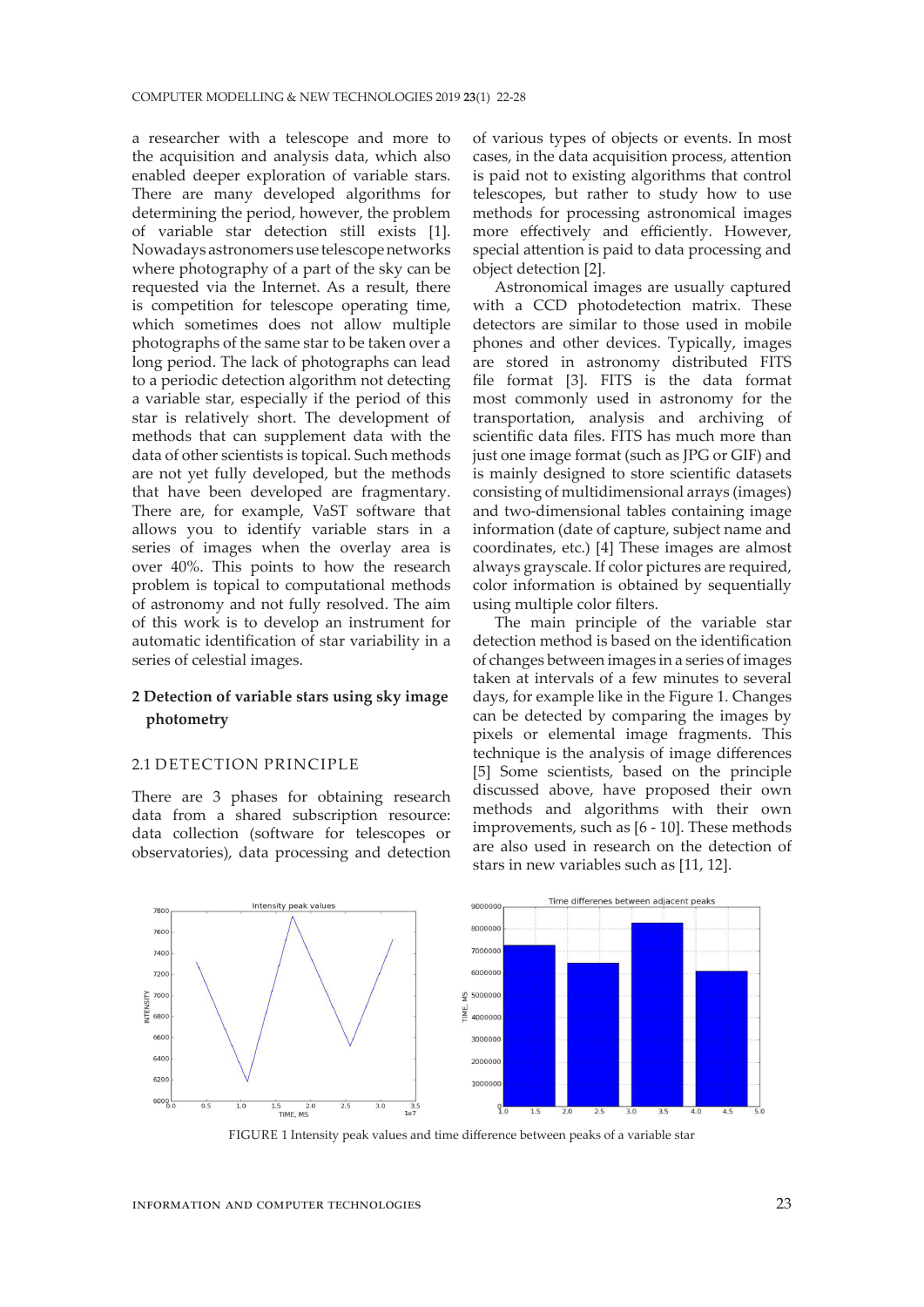a researcher with a telescope and more to the acquisition and analysis data, which also enabled deeper exploration of variable stars. There are many developed algorithms for determining the period, however, the problem of variable star detection still exists [1]. Nowadays astronomers use telescope networks where photography of a part of the sky can be requested via the Internet. As a result, there is competition for telescope operating time, which sometimes does not allow multiple photographs of the same star to be taken over a long period. The lack of photographs can lead to a periodic detection algorithm not detecting a variable star, especially if the period of this star is relatively short. The development of methods that can supplement data with the data of other scientists is topical. Such methods are not yet fully developed, but the methods that have been developed are fragmentary. There are, for example, VaST software that allows you to identify variable stars in a series of images when the overlay area is over 40%. This points to how the research problem is topical to computational methods of astronomy and not fully resolved. The aim of this work is to develop an instrument for automatic identification of star variability in a series of celestial images.

## 2 Detection of variable stars using sky image photometry

### 2.1 DETECTION PRINCIPLE

There are 3 phases for obtaining research data from a shared subscription resource: data collection (software for telescopes or observatories), data processing and detection of various types of objects or events. In most cases, in the data acquisition process, attention is paid not to existing algorithms that control telescopes, but rather to study how to use methods for processing astronomical images more effectively and efficiently. However, special attention is paid to data processing and object detection [2].

Astronomical images are usually captured with a CCD photodetection matrix. These detectors are similar to those used in mobile phones and other devices. Typically, images are stored in astronomy distributed FITS file format [3]. FITS is the data format most commonly used in astronomy for the transportation, analysis and archiving of scientific data files. FITS has much more than just one image format (such as JPG or GIF) and is mainly designed to store scientific datasets consisting of multidimensional arrays (images) and two-dimensional tables containing image information (date of capture, subject name and coordinates, etc.) [4] These images are almost always grayscale. If color pictures are required, color information is obtained by sequentially using multiple color filters.

The main principle of the variable star detection method is based on the identification of changes between images in a series of images taken at intervals of a few minutes to several days, for example like in the Figure 1. Changes can be detected by comparing the images by pixels or elemental image fragments. This technique is the analysis of image differences [5] Some scientists, based on the principle discussed above, have proposed their own methods and algorithms with their own improvements, such as [6 - 10]. These methods are also used in research on the detection of stars in new variables such as [11, 12].

FIGURE 1 Intensity peak values and time difference between peaks of a variable star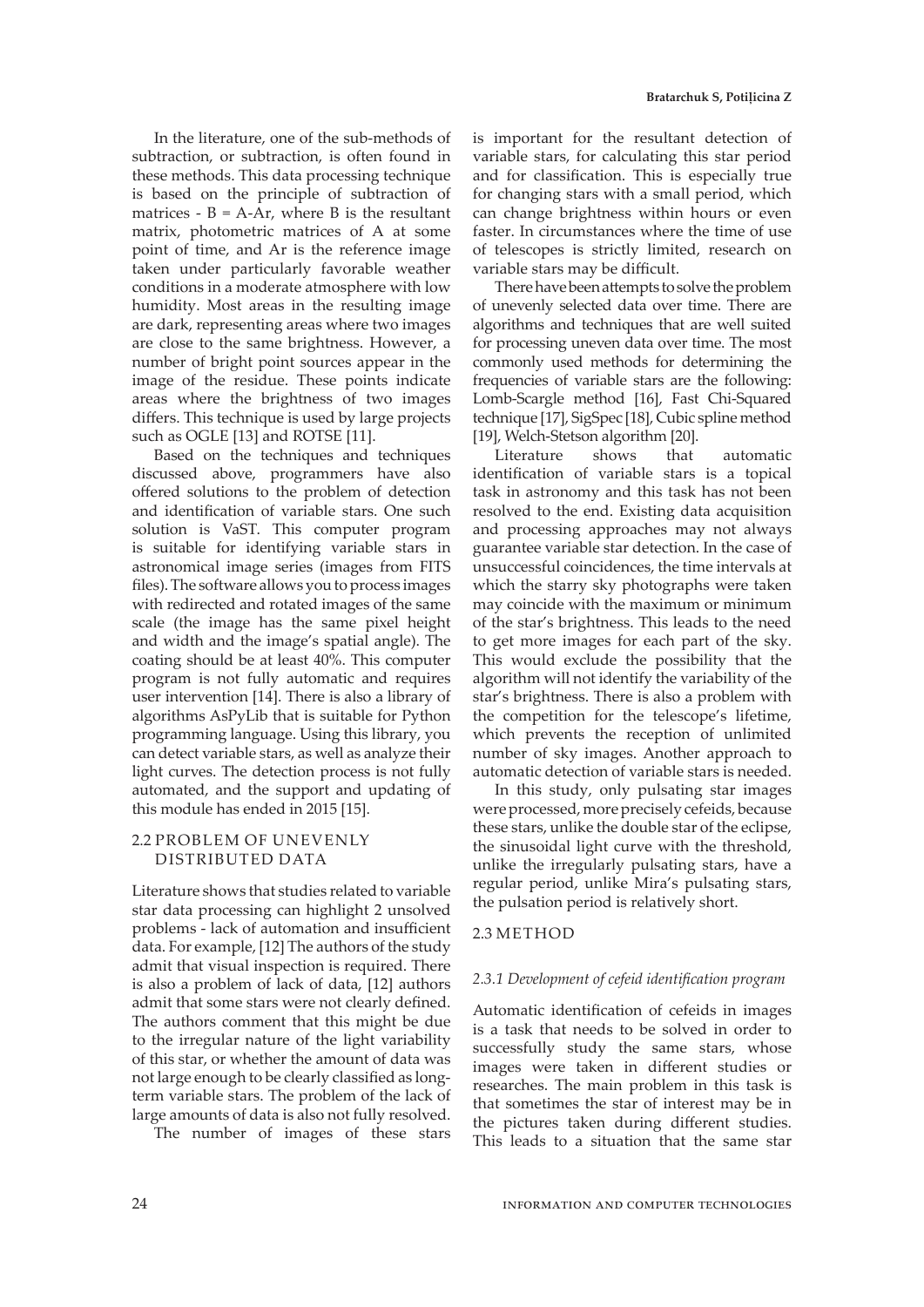In the literature, one of the sub-methods of subtraction, or subtraction, is often found in these methods. This data processing technique is based on the principle of subtraction of matrices - $B = A - Ar$, where B is the resultant matrix, photometric matrices of A at some point of time, and Ar is the reference image taken under particularly favorable weather conditions in a moderate atmosphere with low humidity. Most areas in the resulting image are dark, representing areas where two images are close to the same brightness. However, a number of bright point sources appear in the image of the residue. These points indicate areas where the brightness of two images differs. This technique is used by large projects such as OGLE [13] and ROTSE [11].

Based on the techniques and techniques discussed above, programmers have also offered solutions to the problem of detection and identification of variable stars. One such solution is VaST. This computer program is suitable for identifying variable stars in astronomical image series (images from FITS files). The software allows you to process images with redirected and rotated images of the same scale (the image has the same pixel height and width and the image's spatial angle). The coating should be at least 40%. This computer program is not fully automatic and requires user intervention [14]. There is also a library of algorithms AsPyLib that is suitable for Python programming language. Using this library, you can detect variable stars, as well as analyze their light curves. The detection process is not fully automated, and the support and updating of this module has ended in 2015 [15].

## 2.2 PROBLEM OF UNEVENLY DISTRIBUTED DATA

Literature shows that studies related to variable star data processing can highlight 2 unsolved problems - lack of automation and insufficient data. For example, [12] The authors of the study admit that visual inspection is required. There is also a problem of lack of data, [12] authors admit that some stars were not clearly defined. The authors comment that this might be due to the irregular nature of the light variability of this star, or whether the amount of data was not large enough to be clearly classified as long-term variable stars. The problem of the lack of large amounts of data is also not fully resolved.

The number of images of these stars is important for the resultant detection of variable stars, for calculating this star period and for classification. This is especially true for changing stars with a small period, which can change brightness within hours or even faster. In circumstances where the time of use of telescopes is strictly limited, research on variable stars may be difficult.

There have been attempts to solve the problem of unevenly selected data over time. There are algorithms and techniques that are well suited for processing uneven data over time. The most commonly used methods for determining the frequencies of variable stars are the following: Lomb-Scargle method [16], Fast Chi-Squared technique [17], SigSpec [18], Cubic spline method [19], Welch-Stetson algorithm [20].

Literature shows that automatic identification of variable stars is a topical task in astronomy and this task has not been resolved to the end. Existing data acquisition and processing approaches may not always guarantee variable star detection. In the case of unsuccessful coincidences, the time intervals at which the starry sky photographs were taken may coincide with the maximum or minimum of the star's brightness. This leads to the need to get more images for each part of the sky. This would exclude the possibility that the algorithm will not identify the variability of the star's brightness. There is also a problem with the competition for the telescope's lifetime, which prevents the reception of unlimited number of sky images. Another approach to automatic detection of variable stars is needed.

In this study, only pulsating star images were processed, more precisely cefeids, because these stars, unlike the double star of the eclipse, the sinusoidal light curve with the threshold, unlike the irregularly pulsating stars, have a regular period, unlike Mira's pulsating stars, the pulsation period is relatively short.

## 2.3 METHOD

### *2.3.1 Development of cefeid identification program*

Automatic identification of cefeids in images is a task that needs to be solved in order to successfully study the same stars, whose images were taken in different studies or researches. The main problem in this task is that sometimes the star of interest may be in the pictures taken during different studies. This leads to a situation that the same star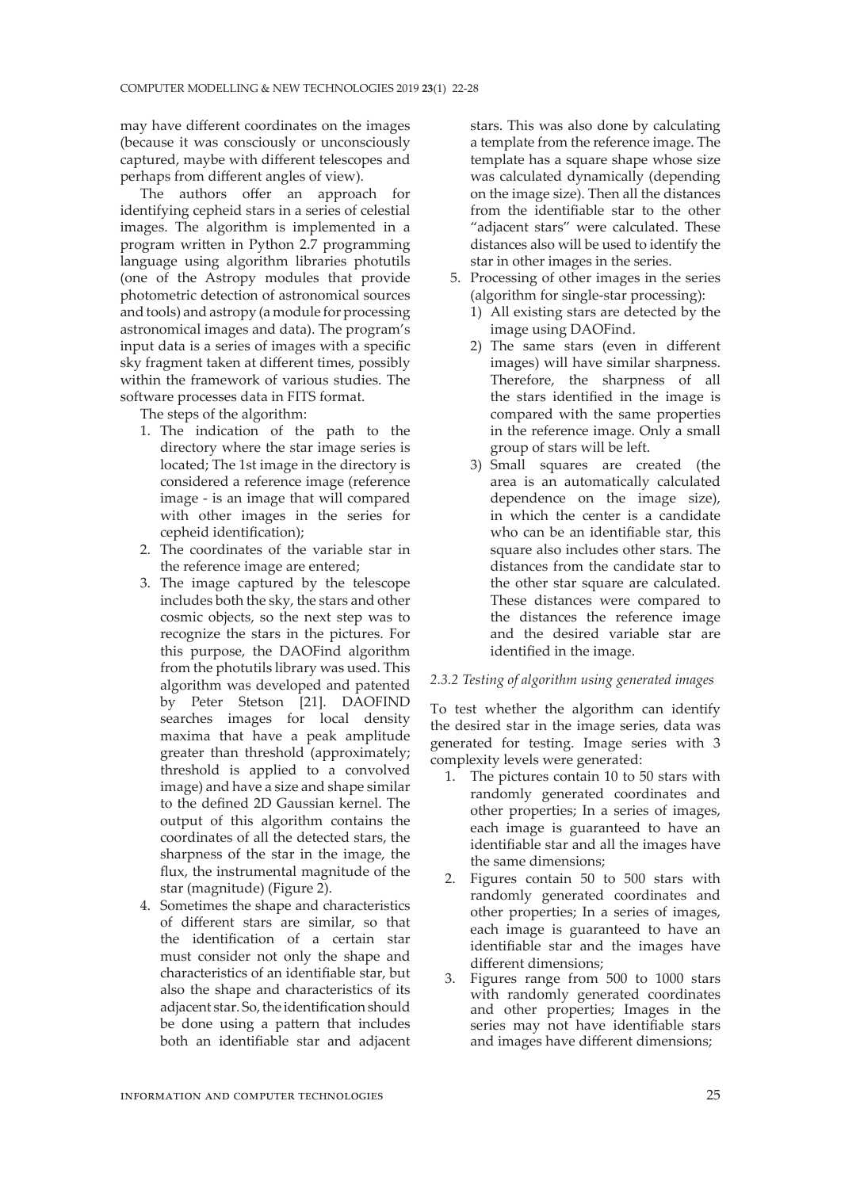may have different coordinates on the images (because it was consciously or unconsciously captured, maybe with different telescopes and perhaps from different angles of view).

The authors offer an approach for identifying cepheid stars in a series of celestial images. The algorithm is implemented in a program written in Python 2.7 programming language using algorithm libraries photutils (one of the Astropy modules that provide photometric detection of astronomical sources and tools) and astropy (a module for processing astronomical images and data). The program's input data is a series of images with a specific sky fragment taken at different times, possibly within the framework of various studies. The software processes data in FITS format.

The steps of the algorithm:

1. The indication of the path to the directory where the star image series is located; The 1st image in the directory is considered a reference image (reference image - is an image that will compared with other images in the series for cepheid identification);
2. The coordinates of the variable star in the reference image are entered;
3. The image captured by the telescope includes both the sky, the stars and other cosmic objects, so the next step was to recognize the stars in the pictures. For this purpose, the DAOFind algorithm from the photutils library was used. This algorithm was developed and patented by Peter Stetson [21]. DAOFIND searches images for local density maxima that have a peak amplitude greater than threshold (approximately; threshold is applied to a convolved image) and have a size and shape similar to the defined 2D Gaussian kernel. The output of this algorithm contains the coordinates of all the detected stars, the sharpness of the star in the image, the flux, the instrumental magnitude of the star (magnitude) (Figure 2).
4. Sometimes the shape and characteristics of different stars are similar, so that the identification of a certain star must consider not only the shape and characteristics of an identifiable star, but also the shape and characteristics of its adjacent star. So, the identification should be done using a pattern that includes both an identifiable star and adjacent stars. This was also done by calculating a template from the reference image. The template has a square shape whose size was calculated dynamically (depending on the image size). Then all the distances from the identifiable star to the other "adjacent stars" were calculated. These distances also will be used to identify the star in other images in the series.
5. Processing of other images in the series (algorithm for single-star processing):
   1) All existing stars are detected by the image using DAOFind.
   2) The same stars (even in different images) will have similar sharpness. Therefore, the sharpness of all the stars identified in the image is compared with the same properties in the reference image. Only a small group of stars will be left.
   3) Small squares are created (the area is an automatically calculated dependence on the image size), in which the center is a candidate who can be an identifiable star, this square also includes other stars. The distances from the candidate star to the other star square are calculated. These distances were compared to the distances the reference image and the desired variable star are identified in the image.

#### *2.3.2 Testing of algorithm using generated images*

To test whether the algorithm can identify the desired star in the image series, data was generated for testing. Image series with 3 complexity levels were generated:

1. The pictures contain 10 to 50 stars with randomly generated coordinates and other properties; In a series of images, each image is guaranteed to have an identifiable star and all the images have the same dimensions;
2. Figures contain 50 to 500 stars with randomly generated coordinates and other properties; In a series of images, each image is guaranteed to have an identifiable star and the images have different dimensions;
3. Figures range from 500 to 1000 stars with randomly generated coordinates and other properties; Images in the series may not have identifiable stars and images have different dimensions;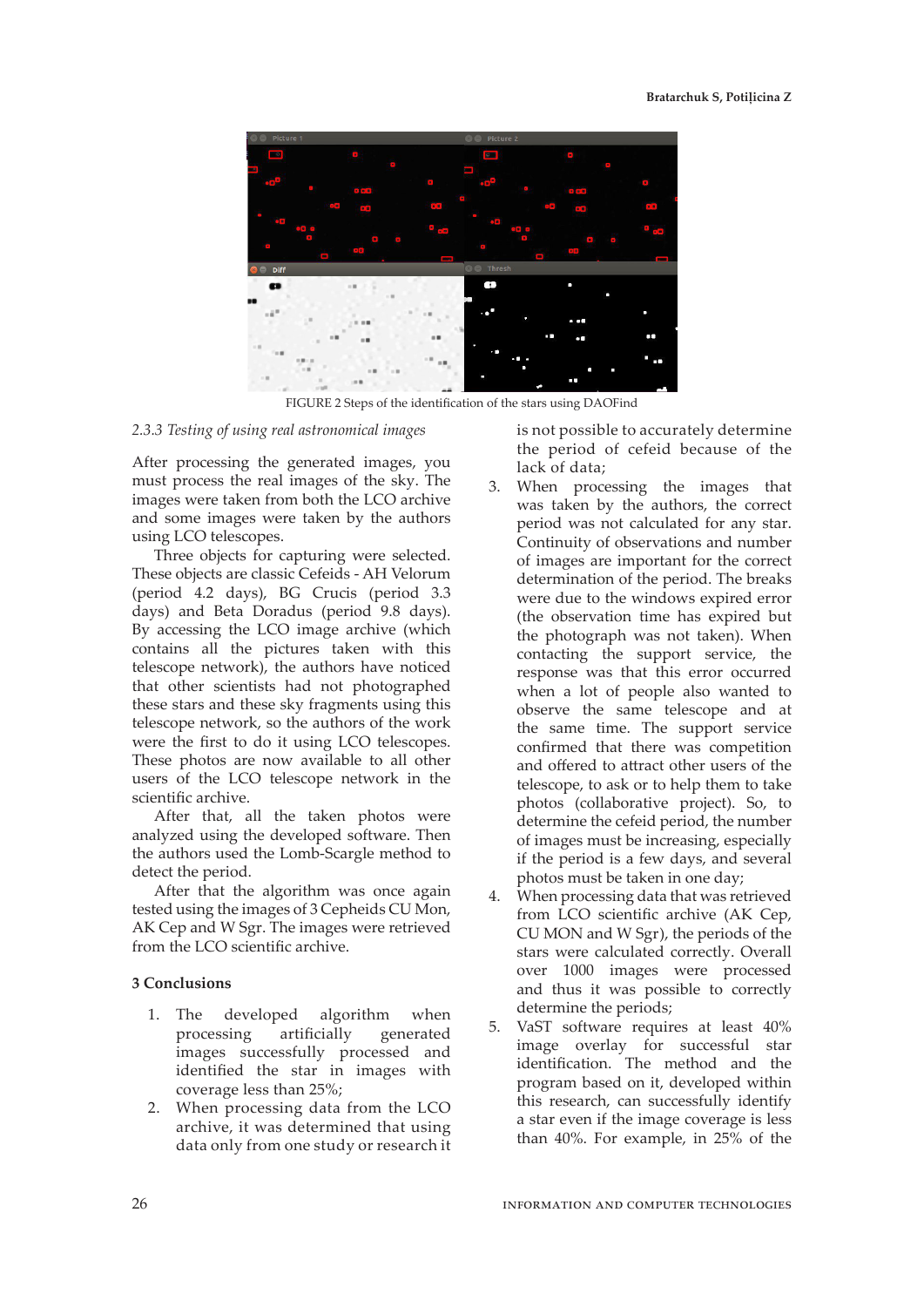FIGURE 2 Steps of the identification of the stars using DAOFind

### *2.3.3 Testing of using real astronomical images*

After processing the generated images, you must process the real images of the sky. The images were taken from both the LCO archive and some images were taken by the authors using LCO telescopes.

Three objects for capturing were selected. These objects are classic Cefeids - AH Velorum (period 4.2 days), BG Crucis (period 3.3 days) and Beta Doradus (period 9.8 days). By accessing the LCO image archive (which contains all the pictures taken with this telescope network), the authors have noticed that other scientists had not photographed these stars and these sky fragments using this telescope network, so the authors of the work were the first to do it using LCO telescopes. These photos are now available to all other users of the LCO telescope network in the scientific archive.

After that, all the taken photos were analyzed using the developed software. Then the authors used the Lomb-Scargle method to detect the period.

After that the algorithm was once again tested using the images of 3 Cepheids CU Mon, AK Cep and W Sgr. The images were retrieved from the LCO scientific archive.

## 3 Conclusions

1. The developed algorithm when processing artificially generated images successfully processed and identified the star in images with coverage less than 25%;
2. When processing data from the LCO archive, it was determined that using data only from one study or research it is not possible to accurately determine the period of cefeid because of the lack of data;
3. When processing the images that was taken by the authors, the correct period was not calculated for any star. Continuity of observations and number of images are important for the correct determination of the period. The breaks were due to the windows expired error (the observation time has expired but the photograph was not taken). When contacting the support service, the response was that this error occurred when a lot of people also wanted to observe the same telescope and at the same time. The support service confirmed that there was competition and offered to attract other users of the telescope, to ask or to help them to take photos (collaborative project). So, to determine the cefeid period, the number of images must be increasing, especially if the period is a few days, and several photos must be taken in one day;
4. When processing data that was retrieved from LCO scientific archive (AK Cep, CU MON and W Sgr), the periods of the stars were calculated correctly. Overall over 1000 images were processed and thus it was possible to correctly determine the periods;
5. VaST software requires at least 40% image overlay for successful star identification. The method and the program based on it, developed within this research, can successfully identify a star even if the image coverage is less than 40%. For example, in 25% of the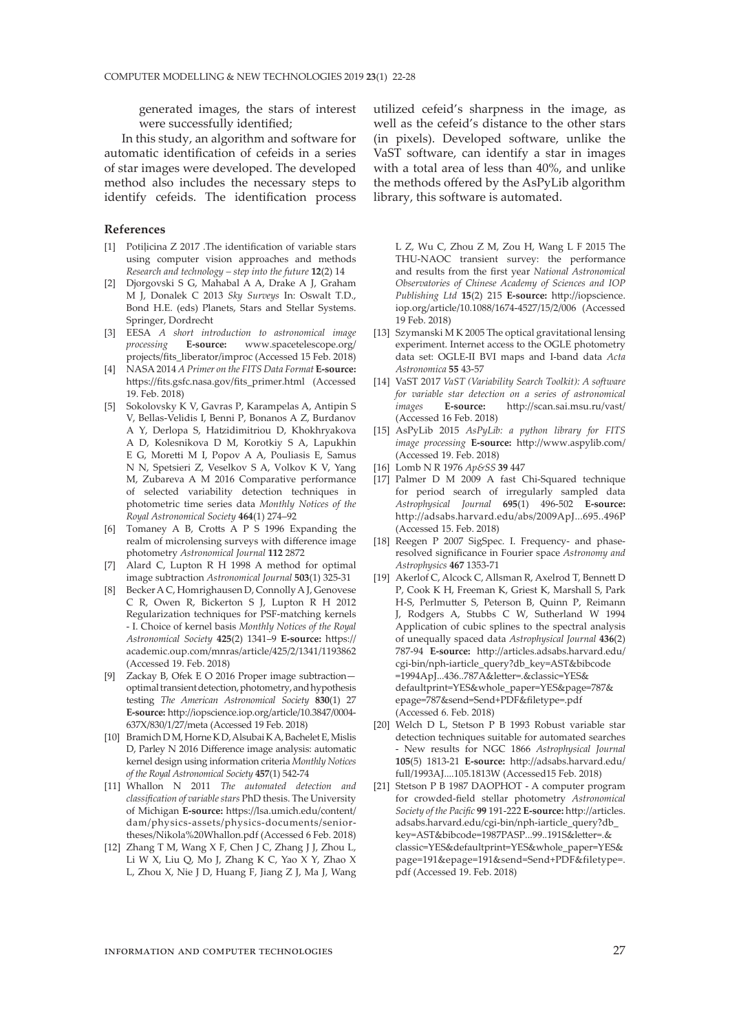generated images, the stars of interest were successfully identified;

In this study, an algorithm and software for automatic identification of cefeids in a series of star images were developed. The developed method also includes the necessary steps to identify cefeids. The identification process utilized cefeid's sharpness in the image, as well as the cefeid's distance to the other stars (in pixels). Developed software, unlike the VaST software, can identify a star in images with a total area of less than 40%, and unlike the methods offered by the AsPyLib algorithm library, this software is automated.

## References

[1] Potiļicina Z 2017 .The identification of variable stars using computer vision approaches and methods *Research and technology – step into the future* **12**(2) 14

[2] Djorgovski S G, Mahabal A A, Drake A J, Graham M J, Donalek C 2013 *Sky Surveys* In: Oswalt T.D., Bond H.E. (eds) Planets, Stars and Stellar Systems. Springer, Dordrecht

[3] EESA *A short introduction to astronomical image processing* **E-source:** www.spacetelescope.org/projects/fits_liberator/improc (Accessed 15 Feb. 2018)

[4] NASA 2014 *A Primer on the FITS Data Format* **E-source:** https://fits.gsfc.nasa.gov/fits_primer.html (Accessed 19. Feb. 2018)

[5] Sokolovsky K V, Gavras P, Karampelas A, Antipin S V, Bellas-Velidis I, Benni P, Bonanos A Z, Burdanov A Y, Derlopa S, Hatzidimitriou D, Khokhryakova A D, Kolesnikova D M, Korotkiy S A, Lapukhin E G, Moretti M I, Popov A A, Pouliasis E, Samus N N, Spetsieri Z, Veselkov S A, Volkov K V, Yang M, Zubareva A M 2016 Comparative performance of selected variability detection techniques in photometric time series data *Monthly Notices of the Royal Astronomical Society* **464**(1) 274–92

[6] Tomaney A B, Crotts A P S 1996 Expanding the realm of microlensing surveys with difference image photometry *Astronomical Journal* **112** 2872

[7] Alard C, Lupton R H 1998 A method for optimal image subtraction *Astronomical Journal* **503**(1) 325-31

[8] Becker A C, Homrighausen D, Connolly A J, Genovese C R, Owen R, Bickerton S J, Lupton R H 2012 Regularization techniques for PSF-matching kernels - I. Choice of kernel basis *Monthly Notices of the Royal Astronomical Society* **425**(2) 1341–9 **E-source:** https://academic.oup.com/mnras/article/425/2/1341/1193862 (Accessed 19. Feb. 2018)

[9] Zackay B, Ofek E O 2016 Proper image subtraction—optimal transient detection, photometry, and hypothesis testing *The American Astronomical Society* **830**(1) 27 **E-source:** http://iopscience.iop.org/article/10.3847/0004-637X/830/1/27/meta (Accessed 19 Feb. 2018)

[10] Bramich D M, Horne K D, Alsubai K A, Bachelet E, Mislis D, Parley N 2016 Difference image analysis: automatic kernel design using information criteria *Monthly Notices of the Royal Astronomical Society* **457**(1) 542-74

[11] Whallon N 2011 *The automated detection and classification of variable stars* PhD thesis. The University of Michigan **E-source:** https://lsa.umich.edu/content/dam/physics-assets/physics-documents/senior-theses/Nikola%20Whallon.pdf (Accessed 6 Feb. 2018)

[12] Zhang T M, Wang X F, Chen J C, Zhang J J, Zhou L, Li W X, Liu Q, Mo J, Zhang K C, Yao X Y, Zhao X L, Zhou X, Nie J D, Huang F, Jiang Z J, Ma J, Wang L Z, Wu C, Zhou Z M, Zou H, Wang L F 2015 The THU-NAOC transient survey: the performance and results from the first year *National Astronomical Observatories of Chinese Academy of Sciences and IOP Publishing Ltd* **15**(2) 215 **E-source:** http://iopscience.iop.org/article/10.1088/1674-4527/15/2/006 (Accessed 19 Feb. 2018)

[13] Szymanski M K 2005 The optical gravitational lensing experiment. Internet access to the OGLE photometry data set: OGLE-II BVI maps and I-band data *Acta Astronomica* **55** 43-57

[14] VaST 2017 *VaST (Variability Search Toolkit): A software for variable star detection on a series of astronomical images* **E-source:** http://scan.sai.msu.ru/vast/ (Accessed 16 Feb. 2018)

[15] AsPyLib 2015 *AsPyLib: a python library for FITS image processing* **E-source:** http://www.aspylib.com/ (Accessed 19. Feb. 2018)

[16] Lomb N R 1976 *Ap&SS* **39** 447

[17] Palmer D M 2009 A fast Chi-Squared technique for period search of irregularly sampled data *Astrophysical Journal* **695**(1) 496-502 **E-source:** http://adsabs.harvard.edu/abs/2009ApJ...695..496P (Accessed 15. Feb. 2018)

[18] Reegen P 2007 SigSpec. I. Frequency- and phase-resolved significance in Fourier space *Astronomy and Astrophysics* **467** 1353-71

[19] Akerlof C, Alcock C, Allsman R, Axelrod T, Bennett D P, Cook K H, Freeman K, Griest K, Marshall S, Park H-S, Perlmutter S, Peterson B, Quinn P, Reimann J, Rodgers A, Stubbs C W, Sutherland W 1994 Application of cubic splines to the spectral analysis of unequally spaced data *Astrophysical Journal* **436**(2) 787-94 **E-source:** http://articles.adsabs.harvard.edu/cgi-bin/nph-iarticle_query?db_key=AST&bibcode=1994ApJ...436..787A&letter=.&classic=YES&defaultprint=YES&whole_paper=YES&page=787&epage=787&send=Send+PDF&filetype=.pdf (Accessed 6. Feb. 2018)

[20] Welch D L, Stetson P B 1993 Robust variable star detection techniques suitable for automated searches - New results for NGC 1866 *Astrophysical Journal* **105**(5) 1813-21 **E-source:** http://adsabs.harvard.edu/full/1993AJ....105.1813W (Accessed15 Feb. 2018)

[21] Stetson P B 1987 DAOPHOT - A computer program for crowded-field stellar photometry *Astronomical Society of the Pacific* **99** 191-222 **E-source:** http://articles.adsabs.harvard.edu/cgi-bin/nph-iarticle_query?db_key=AST&bibcode=1987PASP...99..191S&letter=.&classic=YES&defaultprint=YES&whole_paper=YES&page=191&epage=191&send=Send+PDF&filetype=.pdf (Accessed 19. Feb. 2018)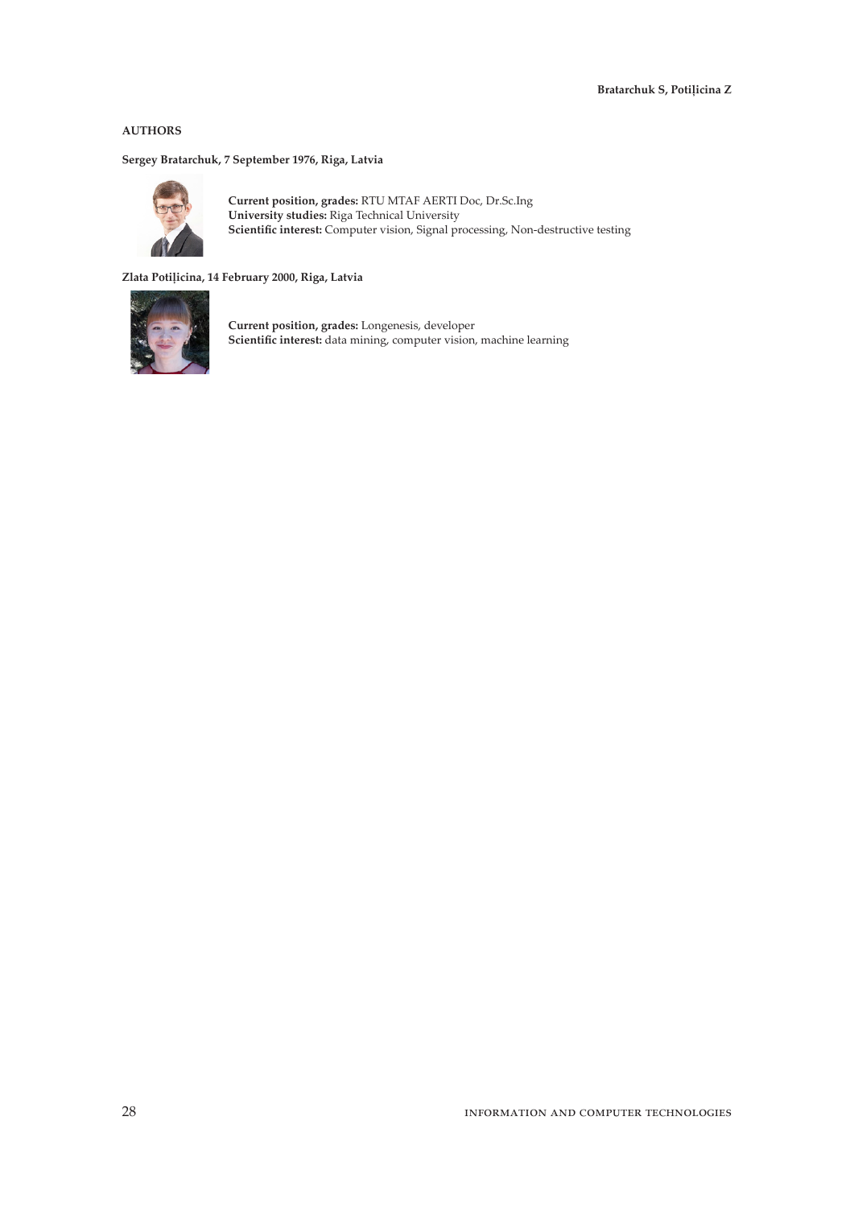## AUTHORS

**Sergey Bratarchuk, 7 September 1976, Riga, Latvia**

**Current position, grades:** RTU MTAF AERTI Doc, Dr.Sc.Ing
**University studies:** Riga Technical University
**Scientific interest:** Computer vision, Signal processing, Non-destructive testing

**Zlata Potiļicina, 14 February 2000, Riga, Latvia**

**Current position, grades:** Longenesis, developer
**Scientific interest:** data mining, computer vision, machine learning